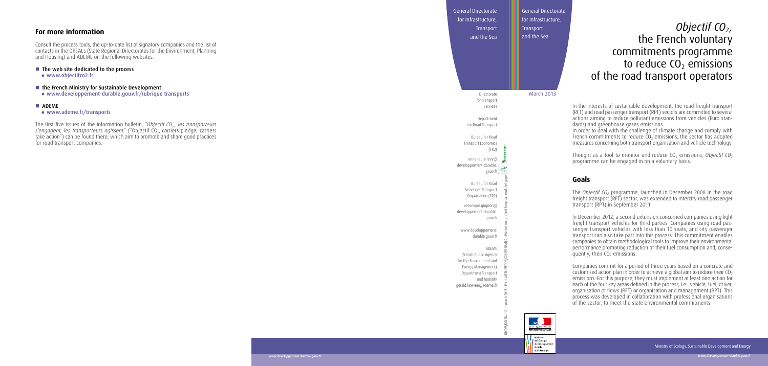# *Objectif $CO_2$*, the French voluntary commitments programme to reduce $CO_2$ emissions of the road transport operators

General Directorate for Infrastructure, Transport and the Sea

March 2013

In the interests of sustainable development, the road freight transport (RFT) and road passenger transport (RPT) sectors are committed to several actions aiming to reduce pollutant emissions from vehicles (Euro standards) and greenhouse gases emissions.

In order to deal with the challenge of climate change and comply with French commitments to reduce $CO_2$ emissions, the sector has adopted measures concerning both transport organisation and vehicle technology.

Thought as a tool to monitor and reduce $CO_2$ emissions, *Objectif $CO_2$* programme can be engaged in on a voluntary basis.

## Goals

The *Objectif $CO_2$* programme, launched in December 2008 in the road freight transport (RFT) sector, was extended to intercity road passenger transport (RPT) in September 2011.

In December 2012, a second extension concerned companies using light freight transport vehicles for third parties. Companies using road passenger transport vehicles with less than 10 seats, and city passenger transport can also take part into this process. This commitment enables companies to obtain methodological tools to improve their environmental performance promoting reduction of their fuel consumption and, consequently, their $CO_2$ emissions.

Companies commit for a period of three years based on a concrete and customised action plan in order to achieve a global aim to reduce their $CO_2$ emissions. For this purpose, they must implement at least one action for each of the four key areas defined in the process, i.e.: vehicle, fuel, driver, organisation of flows (RFT) or organisation and management (RPT). This process was developed in collaboration with professional organisations of the sector, to meet the state environmental commitments.

## For more information

Consult the process tools, the up-to-date list of signatory companies and the list of contacts in the DREALs (State Regional Directorates for the Environment, Planning and Housing) and ADEME on the following websites:

- The web site dedicated to the process
  - www.objectifco2.fr
- the French Ministry for Sustainable Development
  - www.developpement-durable.gouv.fr/rubrique transports
- ADEME
  - www.ademe.fr/transports

The first five issues of the information bulletin, "*Objectif $CO_2$, les transporteurs s'engagent, les transporteurs agissent*" ("Objectif $CO_2$, carriers pledge, carriers take action") can be found there, which aim to promote and share good practices for road transport companies.

General Directorate for Infrastructure, Transport and the Sea

Directorate for Transport Services

Department for Road Transport

Bureau for Road Transport Economics (TR3)

anne-laure.levy@developpement-durable.gouv.fr

Bureau for Road Passenger Transport Organisation (TR2)

veronique.grignon@developpement-durable.gouv.fr

www.developpement-durable.gouv.fr

ADEME (French Public Agency for the Environment and Energy Management) Department Transport and Mobility gerald.lalevee@ademe.fr

DICOM/DGITM – 12b – march 2013 – Print: METL-MEDDE/SG/SPSSI/ATL2 – Printed on certified European ecolabel paper

Ministry of Ecology, Sustainable Development and Energy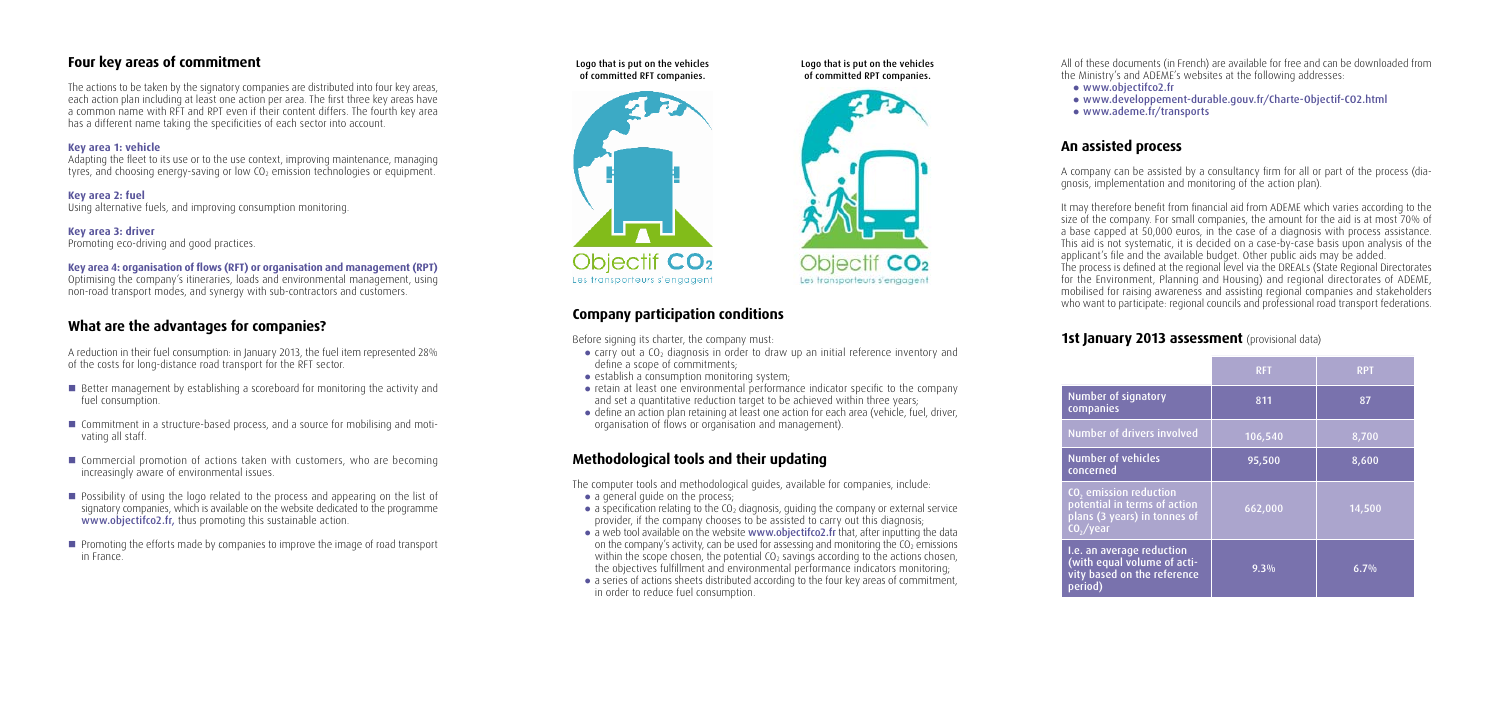## Four key areas of commitment

The actions to be taken by the signatory companies are distributed into four key areas, each action plan including at least one action per area. The first three key areas have a common name with RFT and RPT even if their content differs. The fourth key area has a different name taking the specificities of each sector into account.

**Key area 1: vehicle**
Adapting the fleet to its use or to the use context, improving maintenance, managing tyres, and choosing energy-saving or low $CO_2$ emission technologies or equipment.

**Key area 2: fuel**
Using alternative fuels, and improving consumption monitoring.

**Key area 3: driver**
Promoting eco-driving and good practices.

**Key area 4: organisation of flows (RFT) or organisation and management (RPT)**
Optimising the company's itineraries, loads and environmental management, using non-road transport modes, and synergy with sub-contractors and customers.

## What are the advantages for companies?

A reduction in their fuel consumption: in January 2013, the fuel item represented 28% of the costs for long-distance road transport for the RFT sector.

- Better management by establishing a scoreboard for monitoring the activity and fuel consumption.
- Commitment in a structure-based process, and a source for mobilising and motivating all staff.
- Commercial promotion of actions taken with customers, who are becoming increasingly aware of environmental issues.
- Possibility of using the logo related to the process and appearing on the list of signatory companies, which is available on the website dedicated to the programme www.objectifco2.fr, thus promoting this sustainable action.
- Promoting the efforts made by companies to improve the image of road transport in France.

Logo that is put on the vehicles of committed RFT companies.

Objectif $CO_2$
Les transporteurs s'engagent

Logo that is put on the vehicles of committed RPT companies.

Objectif $CO_2$
Les transporteurs s'engagent

## Company participation conditions

Before signing its charter, the company must:

- carry out a $CO_2$ diagnosis in order to draw up an initial reference inventory and define a scope of commitments;
- establish a consumption monitoring system;
- retain at least one environmental performance indicator specific to the company and set a quantitative reduction target to be achieved within three years;
- define an action plan retaining at least one action for each area (vehicle, fuel, driver, organisation of flows or organisation and management).

## Methodological tools and their updating

The computer tools and methodological guides, available for companies, include:

- a general guide on the process;
- a specification relating to the $CO_2$ diagnosis, guiding the company or external service provider, if the company chooses to be assisted to carry out this diagnosis;
- a web tool available on the website www.objectifco2.fr that, after inputting the data on the company's activity, can be used for assessing and monitoring the $CO_2$ emissions within the scope chosen, the potential $CO_2$ savings according to the actions chosen, the objectives fulfillment and environmental performance indicators monitoring;
- a series of actions sheets distributed according to the four key areas of commitment, in order to reduce fuel consumption.

All of these documents (in French) are available for free and can be downloaded from the Ministry's and ADEME's websites at the following addresses:

- www.objectifco2.fr
- www.developpement-durable.gouv.fr/Charte-Objectif-CO2.html
- www.ademe.fr/transports

## An assisted process

A company can be assisted by a consultancy firm for all or part of the process (diagnosis, implementation and monitoring of the action plan).

It may therefore benefit from financial aid from ADEME which varies according to the size of the company. For small companies, the amount for the aid is at most 70% of a base capped at 50,000 euros, in the case of a diagnosis with process assistance. This aid is not systematic, it is decided on a case-by-case basis upon analysis of the applicant's file and the available budget. Other public aids may be added.
The process is defined at the regional level via the DREALs (State Regional Directorates for the Environment, Planning and Housing) and regional directorates of ADEME, mobilised for raising awareness and assisting regional companies and stakeholders who want to participate: regional councils and professional road transport federations.

## 1st January 2013 assessment (provisional data)

| | RFT | RPT |
|---|---|---|
| Number of signatory companies | 811 | 87 |
| Number of drivers involved | 106,540 | 8,700 |
| Number of vehicles concerned | 95,500 | 8,600 |
| $CO_2$ emission reduction potential in terms of action plans (3 years) in tonnes of $CO_2$/year | 662,000 | 14,500 |
| I.e. an average reduction (with equal volume of activity based on the reference period) | 9.3% | 6.7% |